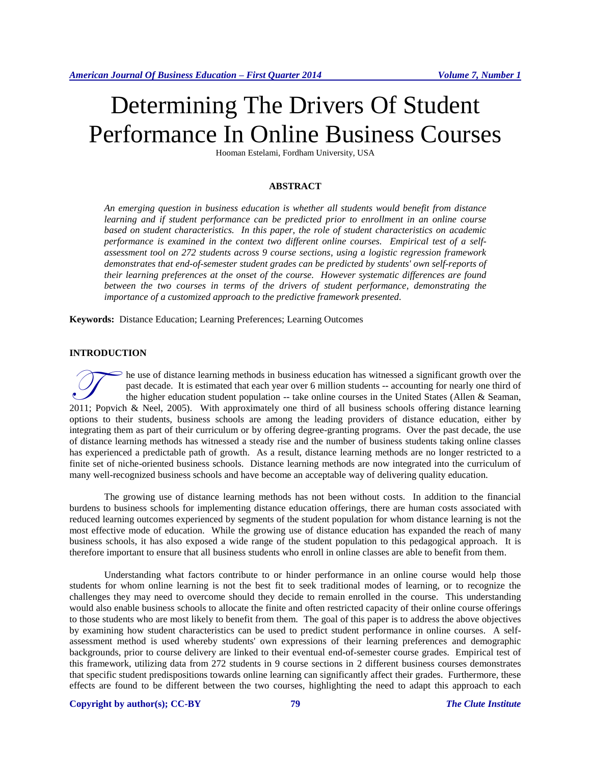# Determining The Drivers Of Student Performance In Online Business Courses

Hooman Estelami, Fordham University, USA

## ABSTRACT

*An emerging question in business education is whether all students would benefit from distance learning and if student performance can be predicted prior to enrollment in an online course based on student characteristics. In this paper, the role of student characteristics on academic performance is examined in the context two different online courses. Empirical test of a self-assessment tool on 272 students across 9 course sections, using a logistic regression framework demonstrates that end-of-semester student grades can be predicted by students' own self-reports of their learning preferences at the onset of the course. However systematic differences are found between the two courses in terms of the drivers of student performance, demonstrating the importance of a customized approach to the predictive framework presented.*

**Keywords:** Distance Education; Learning Preferences; Learning Outcomes

## INTRODUCTION

The use of distance learning methods in business education has witnessed a significant growth over the past decade. It is estimated that each year over 6 million students -- accounting for nearly one third of the higher education student population -- take online courses in the United States (Allen & Seaman, 2011; Popvich & Neel, 2005). With approximately one third of all business schools offering distance learning options to their students, business schools are among the leading providers of distance education, either by integrating them as part of their curriculum or by offering degree-granting programs. Over the past decade, the use of distance learning methods has witnessed a steady rise and the number of business students taking online classes has experienced a predictable path of growth. As a result, distance learning methods are no longer restricted to a finite set of niche-oriented business schools. Distance learning methods are now integrated into the curriculum of many well-recognized business schools and have become an acceptable way of delivering quality education.

The growing use of distance learning methods has not been without costs. In addition to the financial burdens to business schools for implementing distance education offerings, there are human costs associated with reduced learning outcomes experienced by segments of the student population for whom distance learning is not the most effective mode of education. While the growing use of distance education has expanded the reach of many business schools, it has also exposed a wide range of the student population to this pedagogical approach. It is therefore important to ensure that all business students who enroll in online classes are able to benefit from them.

Understanding what factors contribute to or hinder performance in an online course would help those students for whom online learning is not the best fit to seek traditional modes of learning, or to recognize the challenges they may need to overcome should they decide to remain enrolled in the course. This understanding would also enable business schools to allocate the finite and often restricted capacity of their online course offerings to those students who are most likely to benefit from them. The goal of this paper is to address the above objectives by examining how student characteristics can be used to predict student performance in online courses. A self-assessment method is used whereby students' own expressions of their learning preferences and demographic backgrounds, prior to course delivery are linked to their eventual end-of-semester course grades. Empirical test of this framework, utilizing data from 272 students in 9 course sections in 2 different business courses demonstrates that specific student predispositions towards online learning can significantly affect their grades. Furthermore, these effects are found to be different between the two courses, highlighting the need to adapt this approach to each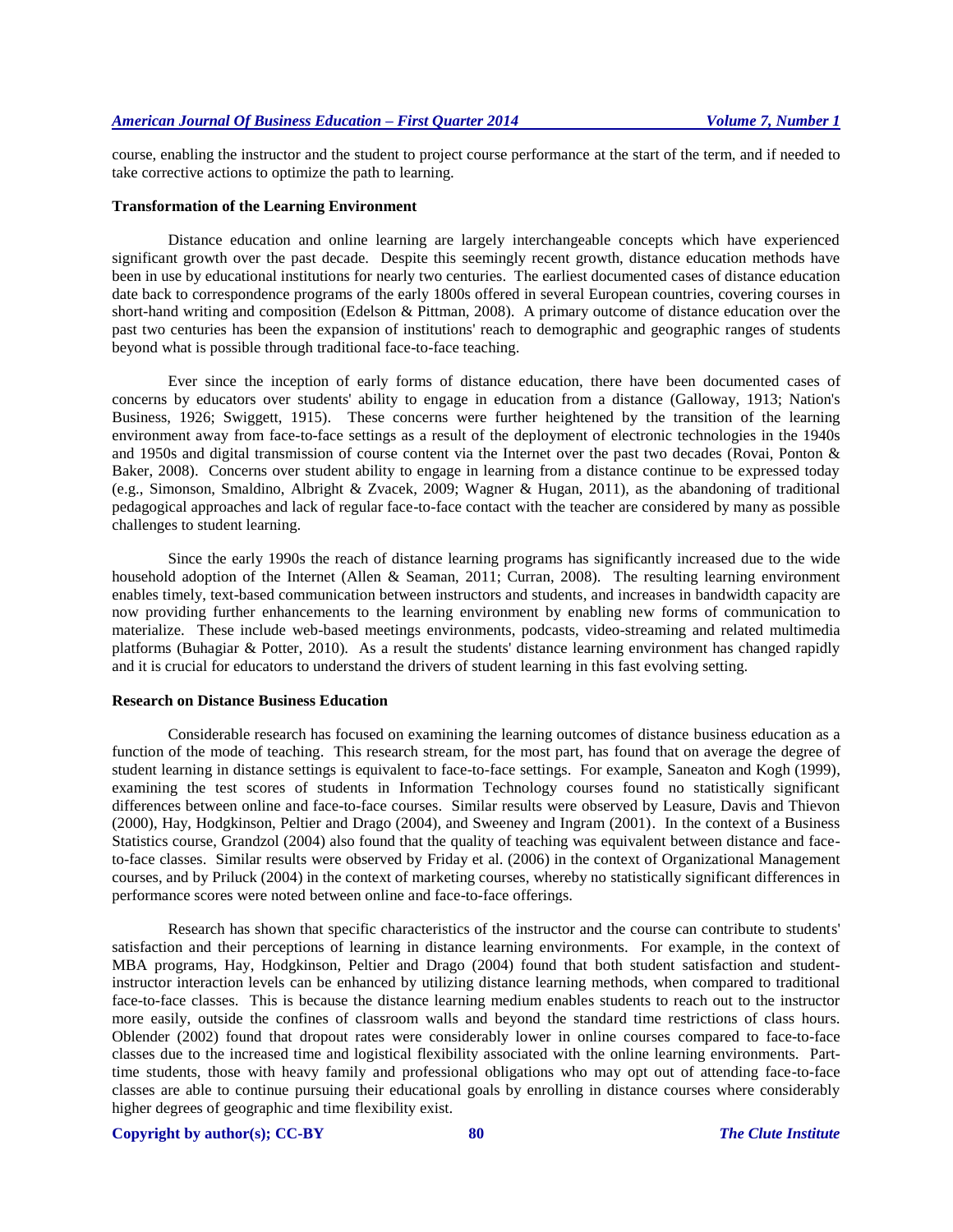course, enabling the instructor and the student to project course performance at the start of the term, and if needed to take corrective actions to optimize the path to learning.

### Transformation of the Learning Environment

Distance education and online learning are largely interchangeable concepts which have experienced significant growth over the past decade. Despite this seemingly recent growth, distance education methods have been in use by educational institutions for nearly two centuries. The earliest documented cases of distance education date back to correspondence programs of the early 1800s offered in several European countries, covering courses in short-hand writing and composition (Edelson & Pittman, 2008). A primary outcome of distance education over the past two centuries has been the expansion of institutions' reach to demographic and geographic ranges of students beyond what is possible through traditional face-to-face teaching.

Ever since the inception of early forms of distance education, there have been documented cases of concerns by educators over students' ability to engage in education from a distance (Galloway, 1913; Nation's Business, 1926; Swiggett, 1915). These concerns were further heightened by the transition of the learning environment away from face-to-face settings as a result of the deployment of electronic technologies in the 1940s and 1950s and digital transmission of course content via the Internet over the past two decades (Rovai, Ponton & Baker, 2008). Concerns over student ability to engage in learning from a distance continue to be expressed today (e.g., Simonson, Smaldino, Albright & Zvacek, 2009; Wagner & Hugan, 2011), as the abandoning of traditional pedagogical approaches and lack of regular face-to-face contact with the teacher are considered by many as possible challenges to student learning.

Since the early 1990s the reach of distance learning programs has significantly increased due to the wide household adoption of the Internet (Allen & Seaman, 2011; Curran, 2008). The resulting learning environment enables timely, text-based communication between instructors and students, and increases in bandwidth capacity are now providing further enhancements to the learning environment by enabling new forms of communication to materialize. These include web-based meetings environments, podcasts, video-streaming and related multimedia platforms (Buhagiar & Potter, 2010). As a result the students' distance learning environment has changed rapidly and it is crucial for educators to understand the drivers of student learning in this fast evolving setting.

### Research on Distance Business Education

Considerable research has focused on examining the learning outcomes of distance business education as a function of the mode of teaching. This research stream, for the most part, has found that on average the degree of student learning in distance settings is equivalent to face-to-face settings. For example, Saneaton and Kogh (1999), examining the test scores of students in Information Technology courses found no statistically significant differences between online and face-to-face courses. Similar results were observed by Leasure, Davis and Thievon (2000), Hay, Hodgkinson, Peltier and Drago (2004), and Sweeney and Ingram (2001). In the context of a Business Statistics course, Grandzol (2004) also found that the quality of teaching was equivalent between distance and face-to-face classes. Similar results were observed by Friday et al. (2006) in the context of Organizational Management courses, and by Priluck (2004) in the context of marketing courses, whereby no statistically significant differences in performance scores were noted between online and face-to-face offerings.

Research has shown that specific characteristics of the instructor and the course can contribute to students' satisfaction and their perceptions of learning in distance learning environments. For example, in the context of MBA programs, Hay, Hodgkinson, Peltier and Drago (2004) found that both student satisfaction and student-instructor interaction levels can be enhanced by utilizing distance learning methods, when compared to traditional face-to-face classes. This is because the distance learning medium enables students to reach out to the instructor more easily, outside the confines of classroom walls and beyond the standard time restrictions of class hours. Oblender (2002) found that dropout rates were considerably lower in online courses compared to face-to-face classes due to the increased time and logistical flexibility associated with the online learning environments. Part-time students, those with heavy family and professional obligations who may opt out of attending face-to-face classes are able to continue pursuing their educational goals by enrolling in distance courses where considerably higher degrees of geographic and time flexibility exist.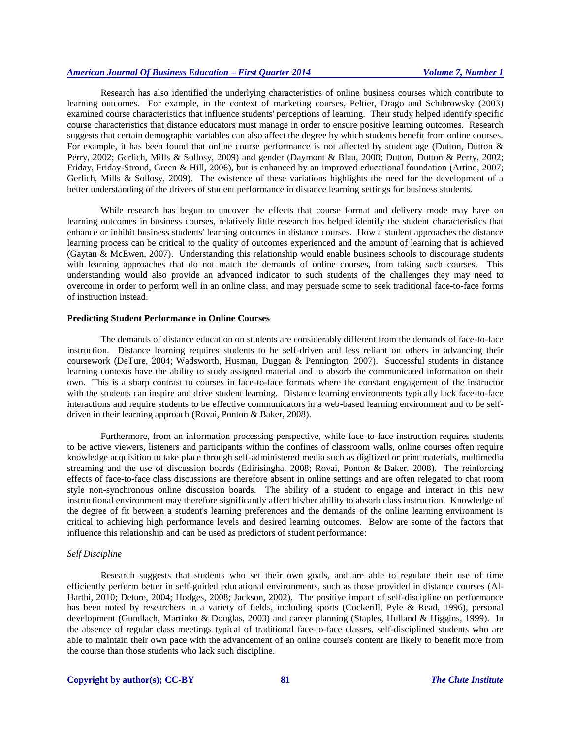Research has also identified the underlying characteristics of online business courses which contribute to learning outcomes. For example, in the context of marketing courses, Peltier, Drago and Schibrowsky (2003) examined course characteristics that influence students' perceptions of learning. Their study helped identify specific course characteristics that distance educators must manage in order to ensure positive learning outcomes. Research suggests that certain demographic variables can also affect the degree by which students benefit from online courses. For example, it has been found that online course performance is not affected by student age (Dutton, Dutton & Perry, 2002; Gerlich, Mills & Sollosy, 2009) and gender (Daymont & Blau, 2008; Dutton, Dutton & Perry, 2002; Friday, Friday-Stroud, Green & Hill, 2006), but is enhanced by an improved educational foundation (Artino, 2007; Gerlich, Mills & Sollosy, 2009). The existence of these variations highlights the need for the development of a better understanding of the drivers of student performance in distance learning settings for business students.

While research has begun to uncover the effects that course format and delivery mode may have on learning outcomes in business courses, relatively little research has helped identify the student characteristics that enhance or inhibit business students' learning outcomes in distance courses. How a student approaches the distance learning process can be critical to the quality of outcomes experienced and the amount of learning that is achieved (Gaytan & McEwen, 2007). Understanding this relationship would enable business schools to discourage students with learning approaches that do not match the demands of online courses, from taking such courses. This understanding would also provide an advanced indicator to such students of the challenges they may need to overcome in order to perform well in an online class, and may persuade some to seek traditional face-to-face forms of instruction instead.

**Predicting Student Performance in Online Courses**

The demands of distance education on students are considerably different from the demands of face-to-face instruction. Distance learning requires students to be self-driven and less reliant on others in advancing their coursework (DeTure, 2004; Wadsworth, Husman, Duggan & Pennington, 2007). Successful students in distance learning contexts have the ability to study assigned material and to absorb the communicated information on their own. This is a sharp contrast to courses in face-to-face formats where the constant engagement of the instructor with the students can inspire and drive student learning. Distance learning environments typically lack face-to-face interactions and require students to be effective communicators in a web-based learning environment and to be self-driven in their learning approach (Rovai, Ponton & Baker, 2008).

Furthermore, from an information processing perspective, while face-to-face instruction requires students to be active viewers, listeners and participants within the confines of classroom walls, online courses often require knowledge acquisition to take place through self-administered media such as digitized or print materials, multimedia streaming and the use of discussion boards (Edirisingha, 2008; Rovai, Ponton & Baker, 2008). The reinforcing effects of face-to-face class discussions are therefore absent in online settings and are often relegated to chat room style non-synchronous online discussion boards. The ability of a student to engage and interact in this new instructional environment may therefore significantly affect his/her ability to absorb class instruction. Knowledge of the degree of fit between a student's learning preferences and the demands of the online learning environment is critical to achieving high performance levels and desired learning outcomes. Below are some of the factors that influence this relationship and can be used as predictors of student performance:

*Self Discipline*

Research suggests that students who set their own goals, and are able to regulate their use of time efficiently perform better in self-guided educational environments, such as those provided in distance courses (Al-Harthi, 2010; Deture, 2004; Hodges, 2008; Jackson, 2002). The positive impact of self-discipline on performance has been noted by researchers in a variety of fields, including sports (Cockerill, Pyle & Read, 1996), personal development (Gundlach, Martinko & Douglas, 2003) and career planning (Staples, Hulland & Higgins, 1999). In the absence of regular class meetings typical of traditional face-to-face classes, self-disciplined students who are able to maintain their own pace with the advancement of an online course's content are likely to benefit more from the course than those students who lack such discipline.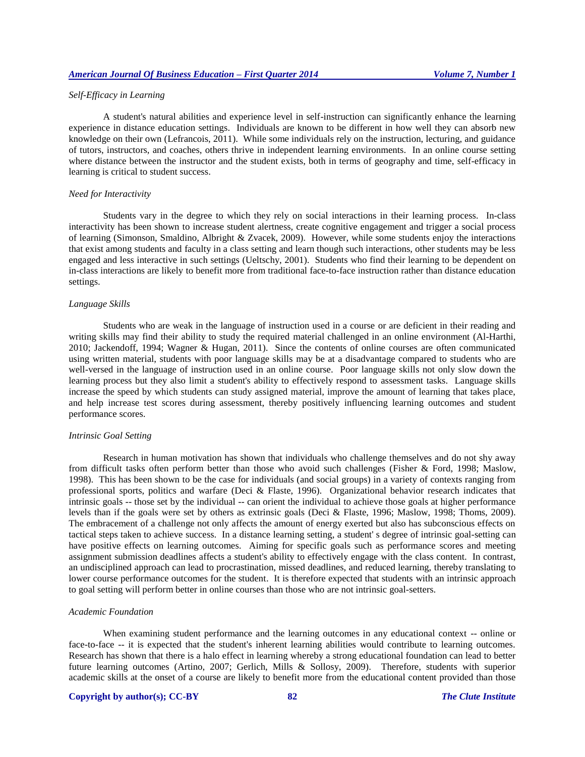*Self-Efficacy in Learning*

A student's natural abilities and experience level in self-instruction can significantly enhance the learning experience in distance education settings. Individuals are known to be different in how well they can absorb new knowledge on their own (Lefrancois, 2011). While some individuals rely on the instruction, lecturing, and guidance of tutors, instructors, and coaches, others thrive in independent learning environments. In an online course setting where distance between the instructor and the student exists, both in terms of geography and time, self-efficacy in learning is critical to student success.

*Need for Interactivity*

Students vary in the degree to which they rely on social interactions in their learning process. In-class interactivity has been shown to increase student alertness, create cognitive engagement and trigger a social process of learning (Simonson, Smaldino, Albright & Zvacek, 2009). However, while some students enjoy the interactions that exist among students and faculty in a class setting and learn though such interactions, other students may be less engaged and less interactive in such settings (Ueltschy, 2001). Students who find their learning to be dependent on in-class interactions are likely to benefit more from traditional face-to-face instruction rather than distance education settings.

*Language Skills*

Students who are weak in the language of instruction used in a course or are deficient in their reading and writing skills may find their ability to study the required material challenged in an online environment (Al-Harthi, 2010; Jackendoff, 1994; Wagner & Hugan, 2011). Since the contents of online courses are often communicated using written material, students with poor language skills may be at a disadvantage compared to students who are well-versed in the language of instruction used in an online course. Poor language skills not only slow down the learning process but they also limit a student's ability to effectively respond to assessment tasks. Language skills increase the speed by which students can study assigned material, improve the amount of learning that takes place, and help increase test scores during assessment, thereby positively influencing learning outcomes and student performance scores.

*Intrinsic Goal Setting*

Research in human motivation has shown that individuals who challenge themselves and do not shy away from difficult tasks often perform better than those who avoid such challenges (Fisher & Ford, 1998; Maslow, 1998). This has been shown to be the case for individuals (and social groups) in a variety of contexts ranging from professional sports, politics and warfare (Deci & Flaste, 1996). Organizational behavior research indicates that intrinsic goals -- those set by the individual -- can orient the individual to achieve those goals at higher performance levels than if the goals were set by others as extrinsic goals (Deci & Flaste, 1996; Maslow, 1998; Thoms, 2009). The embracement of a challenge not only affects the amount of energy exerted but also has subconscious effects on tactical steps taken to achieve success. In a distance learning setting, a student' s degree of intrinsic goal-setting can have positive effects on learning outcomes. Aiming for specific goals such as performance scores and meeting assignment submission deadlines affects a student's ability to effectively engage with the class content. In contrast, an undisciplined approach can lead to procrastination, missed deadlines, and reduced learning, thereby translating to lower course performance outcomes for the student. It is therefore expected that students with an intrinsic approach to goal setting will perform better in online courses than those who are not intrinsic goal-setters.

*Academic Foundation*

When examining student performance and the learning outcomes in any educational context -- online or face-to-face -- it is expected that the student's inherent learning abilities would contribute to learning outcomes. Research has shown that there is a halo effect in learning whereby a strong educational foundation can lead to better future learning outcomes (Artino, 2007; Gerlich, Mills & Sollosy, 2009). Therefore, students with superior academic skills at the onset of a course are likely to benefit more from the educational content provided than those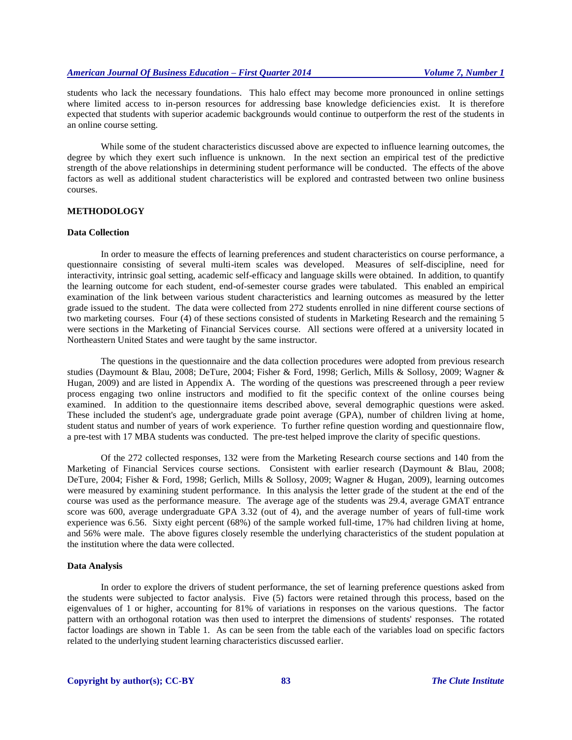students who lack the necessary foundations. This halo effect may become more pronounced in online settings where limited access to in-person resources for addressing base knowledge deficiencies exist. It is therefore expected that students with superior academic backgrounds would continue to outperform the rest of the students in an online course setting.

While some of the student characteristics discussed above are expected to influence learning outcomes, the degree by which they exert such influence is unknown. In the next section an empirical test of the predictive strength of the above relationships in determining student performance will be conducted. The effects of the above factors as well as additional student characteristics will be explored and contrasted between two online business courses.

## METHODOLOGY

### Data Collection

In order to measure the effects of learning preferences and student characteristics on course performance, a questionnaire consisting of several multi-item scales was developed. Measures of self-discipline, need for interactivity, intrinsic goal setting, academic self-efficacy and language skills were obtained. In addition, to quantify the learning outcome for each student, end-of-semester course grades were tabulated. This enabled an empirical examination of the link between various student characteristics and learning outcomes as measured by the letter grade issued to the student. The data were collected from 272 students enrolled in nine different course sections of two marketing courses. Four (4) of these sections consisted of students in Marketing Research and the remaining 5 were sections in the Marketing of Financial Services course. All sections were offered at a university located in Northeastern United States and were taught by the same instructor.

The questions in the questionnaire and the data collection procedures were adopted from previous research studies (Daymount & Blau, 2008; DeTure, 2004; Fisher & Ford, 1998; Gerlich, Mills & Sollosy, 2009; Wagner & Hugan, 2009) and are listed in Appendix A. The wording of the questions was prescreened through a peer review process engaging two online instructors and modified to fit the specific context of the online courses being examined. In addition to the questionnaire items described above, several demographic questions were asked. These included the student's age, undergraduate grade point average (GPA), number of children living at home, student status and number of years of work experience. To further refine question wording and questionnaire flow, a pre-test with 17 MBA students was conducted. The pre-test helped improve the clarity of specific questions.

Of the 272 collected responses, 132 were from the Marketing Research course sections and 140 from the Marketing of Financial Services course sections. Consistent with earlier research (Daymount & Blau, 2008; DeTure, 2004; Fisher & Ford, 1998; Gerlich, Mills & Sollosy, 2009; Wagner & Hugan, 2009), learning outcomes were measured by examining student performance. In this analysis the letter grade of the student at the end of the course was used as the performance measure. The average age of the students was 29.4, average GMAT entrance score was 600, average undergraduate GPA 3.32 (out of 4), and the average number of years of full-time work experience was 6.56. Sixty eight percent (68%) of the sample worked full-time, 17% had children living at home, and 56% were male. The above figures closely resemble the underlying characteristics of the student population at the institution where the data were collected.

### Data Analysis

In order to explore the drivers of student performance, the set of learning preference questions asked from the students were subjected to factor analysis. Five (5) factors were retained through this process, based on the eigenvalues of 1 or higher, accounting for 81% of variations in responses on the various questions. The factor pattern with an orthogonal rotation was then used to interpret the dimensions of students' responses. The rotated factor loadings are shown in Table 1. As can be seen from the table each of the variables load on specific factors related to the underlying student learning characteristics discussed earlier.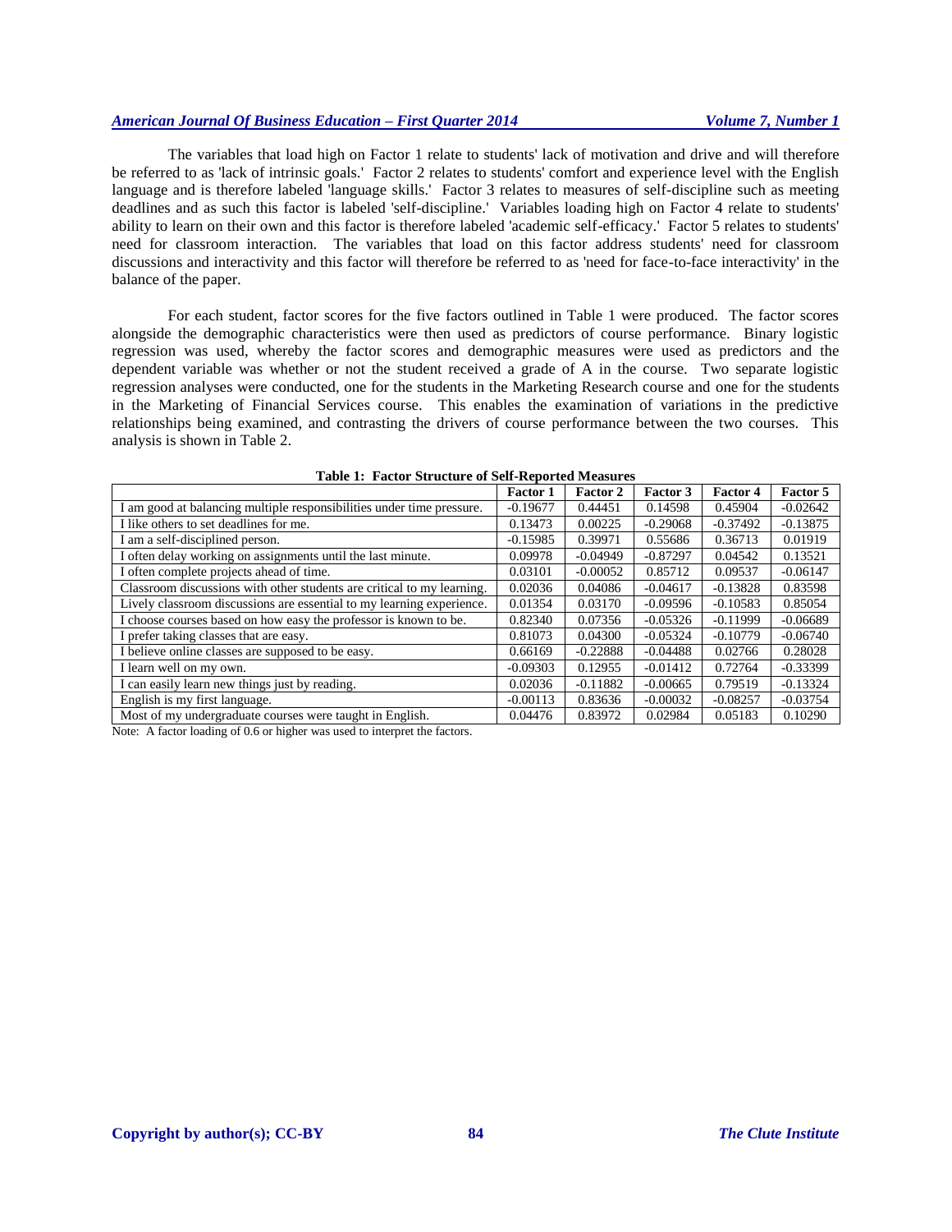The variables that load high on Factor 1 relate to students' lack of motivation and drive and will therefore be referred to as 'lack of intrinsic goals.' Factor 2 relates to students' comfort and experience level with the English language and is therefore labeled 'language skills.' Factor 3 relates to measures of self-discipline such as meeting deadlines and as such this factor is labeled 'self-discipline.' Variables loading high on Factor 4 relate to students' ability to learn on their own and this factor is therefore labeled 'academic self-efficacy.' Factor 5 relates to students' need for classroom interaction. The variables that load on this factor address students' need for classroom discussions and interactivity and this factor will therefore be referred to as 'need for face-to-face interactivity' in the balance of the paper.

For each student, factor scores for the five factors outlined in Table 1 were produced. The factor scores alongside the demographic characteristics were then used as predictors of course performance. Binary logistic regression was used, whereby the factor scores and demographic measures were used as predictors and the dependent variable was whether or not the student received a grade of A in the course. Two separate logistic regression analyses were conducted, one for the students in the Marketing Research course and one for the students in the Marketing of Financial Services course. This enables the examination of variations in the predictive relationships being examined, and contrasting the drivers of course performance between the two courses. This analysis is shown in Table 2.

**Table 1: Factor Structure of Self-Reported Measures**

| | Factor 1 | Factor 2 | Factor 3 | Factor 4 | Factor 5 |
|---|---|---|---|---|---|
| I am good at balancing multiple responsibilities under time pressure. | -0.19677 | 0.44451 | 0.14598 | 0.45904 | -0.02642 |
| I like others to set deadlines for me. | 0.13473 | 0.00225 | -0.29068 | -0.37492 | -0.13875 |
| I am a self-disciplined person. | -0.15985 | 0.39971 | 0.55686 | 0.36713 | 0.01919 |
| I often delay working on assignments until the last minute. | 0.09978 | -0.04949 | -0.87297 | 0.04542 | 0.13521 |
| I often complete projects ahead of time. | 0.03101 | -0.00052 | 0.85712 | 0.09537 | -0.06147 |
| Classroom discussions with other students are critical to my learning. | 0.02036 | 0.04086 | -0.04617 | -0.13828 | 0.83598 |
| Lively classroom discussions are essential to my learning experience. | 0.01354 | 0.03170 | -0.09596 | -0.10583 | 0.85054 |
| I choose courses based on how easy the professor is known to be. | 0.82340 | 0.07356 | -0.05326 | -0.11999 | -0.06689 |
| I prefer taking classes that are easy. | 0.81073 | 0.04300 | -0.05324 | -0.10779 | -0.06740 |
| I believe online classes are supposed to be easy. | 0.66169 | -0.22888 | -0.04488 | 0.02766 | 0.28028 |
| I learn well on my own. | -0.09303 | 0.12955 | -0.01412 | 0.72764 | -0.33399 |
| I can easily learn new things just by reading. | 0.02036 | -0.11882 | -0.00665 | 0.79519 | -0.13324 |
| English is my first language. | -0.00113 | 0.83636 | -0.00032 | -0.08257 | -0.03754 |
| Most of my undergraduate courses were taught in English. | 0.04476 | 0.83972 | 0.02984 | 0.05183 | 0.10290 |

Note: A factor loading of 0.6 or higher was used to interpret the factors.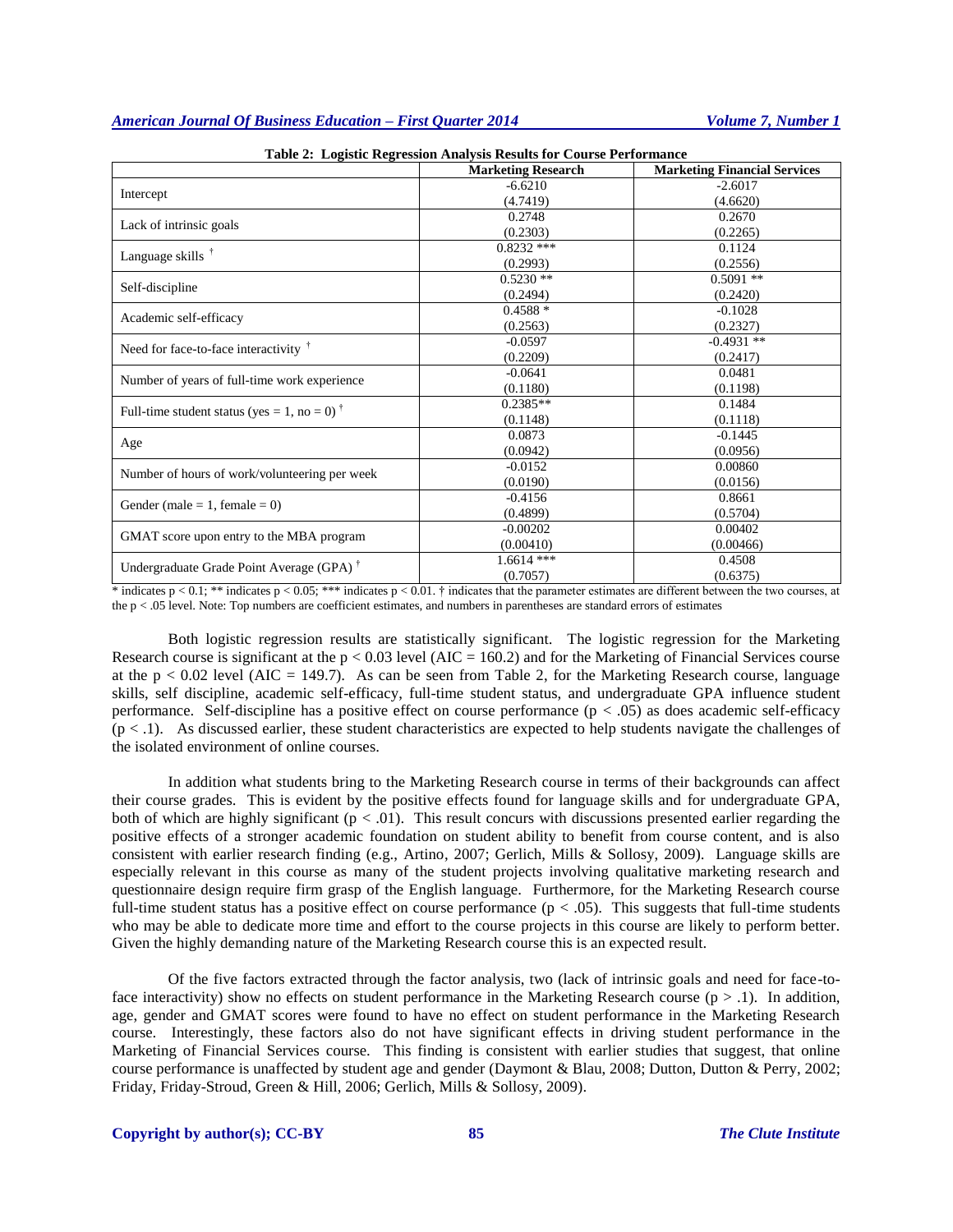**Table 2: Logistic Regression Analysis Results for Course Performance**

| | Marketing Research | Marketing Financial Services |
|---|---|---|
| Intercept | -6.6210<br>(4.7419) | -2.6017<br>(4.6620) |
| Lack of intrinsic goals | 0.2748<br>(0.2303) | 0.2670<br>(0.2265) |
| Language skills † | 0.8232 ***<br>(0.2993) | 0.1124<br>(0.2556) |
| Self-discipline | 0.5230 **<br>(0.2494) | 0.5091 **<br>(0.2420) |
| Academic self-efficacy | 0.4588 *<br>(0.2563) | -0.1028<br>(0.2327) |
| Need for face-to-face interactivity † | -0.0597<br>(0.2209) | -0.4931 **<br>(0.2417) |
| Number of years of full-time work experience | -0.0641<br>(0.1180) | 0.0481<br>(0.1198) |
| Full-time student status (yes = 1, no = 0) † | 0.2385**<br>(0.1148) | 0.1484<br>(0.1118) |
| Age | 0.0873<br>(0.0942) | -0.1445<br>(0.0956) |
| Number of hours of work/volunteering per week | -0.0152<br>(0.0190) | 0.00860<br>(0.0156) |
| Gender (male = 1, female = 0) | -0.4156<br>(0.4899) | 0.8661<br>(0.5704) |
| GMAT score upon entry to the MBA program | -0.00202<br>(0.00410) | 0.00402<br>(0.00466) |
| Undergraduate Grade Point Average (GPA) † | 1.6614 ***<br>(0.7057) | 0.4508<br>(0.6375) |

* indicates $p < 0.1$; ** indicates $p < 0.05$; *** indicates $p < 0.01$. † indicates that the parameter estimates are different between the two courses, at the $p < .05$ level. Note: Top numbers are coefficient estimates, and numbers in parentheses are standard errors of estimates

Both logistic regression results are statistically significant. The logistic regression for the Marketing Research course is significant at the $p < 0.03$ level (AIC = 160.2) and for the Marketing of Financial Services course at the $p < 0.02$ level (AIC = 149.7). As can be seen from Table 2, for the Marketing Research course, language skills, self discipline, academic self-efficacy, full-time student status, and undergraduate GPA influence student performance. Self-discipline has a positive effect on course performance ($p < .05$) as does academic self-efficacy ($p < .1$). As discussed earlier, these student characteristics are expected to help students navigate the challenges of the isolated environment of online courses.

In addition what students bring to the Marketing Research course in terms of their backgrounds can affect their course grades. This is evident by the positive effects found for language skills and for undergraduate GPA, both of which are highly significant ($p < .01$). This result concurs with discussions presented earlier regarding the positive effects of a stronger academic foundation on student ability to benefit from course content, and is also consistent with earlier research finding (e.g., Artino, 2007; Gerlich, Mills & Sollosy, 2009). Language skills are especially relevant in this course as many of the student projects involving qualitative marketing research and questionnaire design require firm grasp of the English language. Furthermore, for the Marketing Research course full-time student status has a positive effect on course performance ($p < .05$). This suggests that full-time students who may be able to dedicate more time and effort to the course projects in this course are likely to perform better. Given the highly demanding nature of the Marketing Research course this is an expected result.

Of the five factors extracted through the factor analysis, two (lack of intrinsic goals and need for face-to-face interactivity) show no effects on student performance in the Marketing Research course ($p > .1$). In addition, age, gender and GMAT scores were found to have no effect on student performance in the Marketing Research course. Interestingly, these factors also do not have significant effects in driving student performance in the Marketing of Financial Services course. This finding is consistent with earlier studies that suggest, that online course performance is unaffected by student age and gender (Daymont & Blau, 2008; Dutton, Dutton & Perry, 2002; Friday, Friday-Stroud, Green & Hill, 2006; Gerlich, Mills & Sollosy, 2009).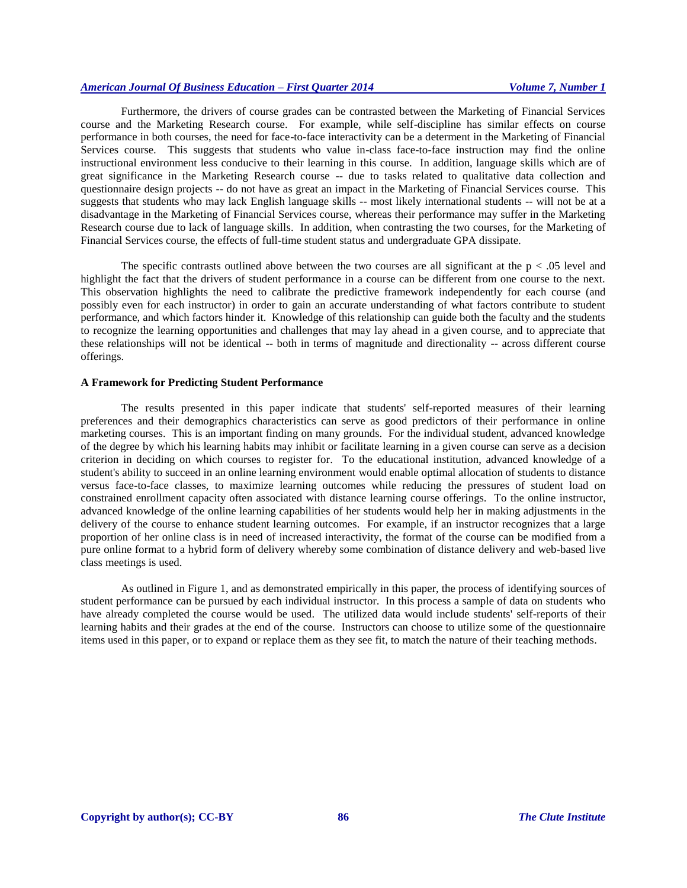Furthermore, the drivers of course grades can be contrasted between the Marketing of Financial Services course and the Marketing Research course. For example, while self-discipline has similar effects on course performance in both courses, the need for face-to-face interactivity can be a determent in the Marketing of Financial Services course. This suggests that students who value in-class face-to-face instruction may find the online instructional environment less conducive to their learning in this course. In addition, language skills which are of great significance in the Marketing Research course -- due to tasks related to qualitative data collection and questionnaire design projects -- do not have as great an impact in the Marketing of Financial Services course. This suggests that students who may lack English language skills -- most likely international students -- will not be at a disadvantage in the Marketing of Financial Services course, whereas their performance may suffer in the Marketing Research course due to lack of language skills. In addition, when contrasting the two courses, for the Marketing of Financial Services course, the effects of full-time student status and undergraduate GPA dissipate.

The specific contrasts outlined above between the two courses are all significant at the $p < .05$ level and highlight the fact that the drivers of student performance in a course can be different from one course to the next. This observation highlights the need to calibrate the predictive framework independently for each course (and possibly even for each instructor) in order to gain an accurate understanding of what factors contribute to student performance, and which factors hinder it. Knowledge of this relationship can guide both the faculty and the students to recognize the learning opportunities and challenges that may lay ahead in a given course, and to appreciate that these relationships will not be identical -- both in terms of magnitude and directionality -- across different course offerings.

**A Framework for Predicting Student Performance**

The results presented in this paper indicate that students' self-reported measures of their learning preferences and their demographics characteristics can serve as good predictors of their performance in online marketing courses. This is an important finding on many grounds. For the individual student, advanced knowledge of the degree by which his learning habits may inhibit or facilitate learning in a given course can serve as a decision criterion in deciding on which courses to register for. To the educational institution, advanced knowledge of a student's ability to succeed in an online learning environment would enable optimal allocation of students to distance versus face-to-face classes, to maximize learning outcomes while reducing the pressures of student load on constrained enrollment capacity often associated with distance learning course offerings. To the online instructor, advanced knowledge of the online learning capabilities of her students would help her in making adjustments in the delivery of the course to enhance student learning outcomes. For example, if an instructor recognizes that a large proportion of her online class is in need of increased interactivity, the format of the course can be modified from a pure online format to a hybrid form of delivery whereby some combination of distance delivery and web-based live class meetings is used.

As outlined in Figure 1, and as demonstrated empirically in this paper, the process of identifying sources of student performance can be pursued by each individual instructor. In this process a sample of data on students who have already completed the course would be used. The utilized data would include students' self-reports of their learning habits and their grades at the end of the course. Instructors can choose to utilize some of the questionnaire items used in this paper, or to expand or replace them as they see fit, to match the nature of their teaching methods.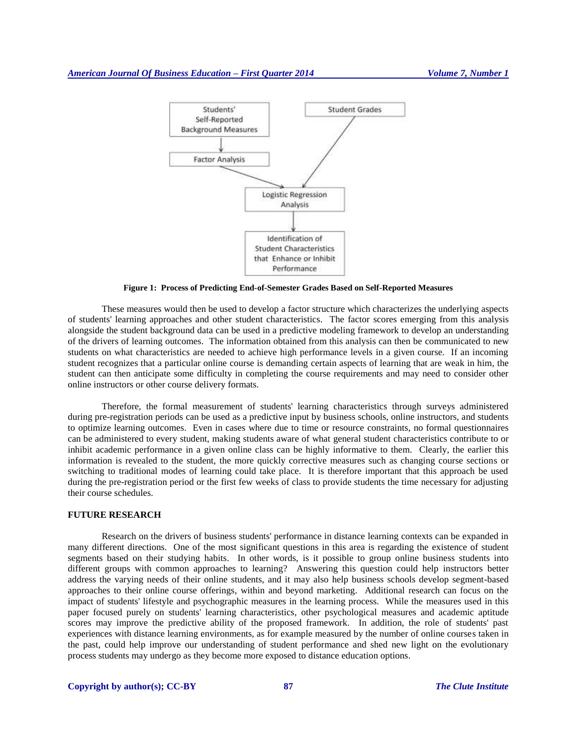**Figure 1: Process of Predicting End-of-Semester Grades Based on Self-Reported Measures**

These measures would then be used to develop a factor structure which characterizes the underlying aspects of students' learning approaches and other student characteristics. The factor scores emerging from this analysis alongside the student background data can be used in a predictive modeling framework to develop an understanding of the drivers of learning outcomes. The information obtained from this analysis can then be communicated to new students on what characteristics are needed to achieve high performance levels in a given course. If an incoming student recognizes that a particular online course is demanding certain aspects of learning that are weak in him, the student can then anticipate some difficulty in completing the course requirements and may need to consider other online instructors or other course delivery formats.

Therefore, the formal measurement of students' learning characteristics through surveys administered during pre-registration periods can be used as a predictive input by business schools, online instructors, and students to optimize learning outcomes. Even in cases where due to time or resource constraints, no formal questionnaires can be administered to every student, making students aware of what general student characteristics contribute to or inhibit academic performance in a given online class can be highly informative to them. Clearly, the earlier this information is revealed to the student, the more quickly corrective measures such as changing course sections or switching to traditional modes of learning could take place. It is therefore important that this approach be used during the pre-registration period or the first few weeks of class to provide students the time necessary for adjusting their course schedules.

## FUTURE RESEARCH

Research on the drivers of business students' performance in distance learning contexts can be expanded in many different directions. One of the most significant questions in this area is regarding the existence of student segments based on their studying habits. In other words, is it possible to group online business students into different groups with common approaches to learning? Answering this question could help instructors better address the varying needs of their online students, and it may also help business schools develop segment-based approaches to their online course offerings, within and beyond marketing. Additional research can focus on the impact of students' lifestyle and psychographic measures in the learning process. While the measures used in this paper focused purely on students' learning characteristics, other psychological measures and academic aptitude scores may improve the predictive ability of the proposed framework. In addition, the role of students' past experiences with distance learning environments, as for example measured by the number of online courses taken in the past, could help improve our understanding of student performance and shed new light on the evolutionary process students may undergo as they become more exposed to distance education options.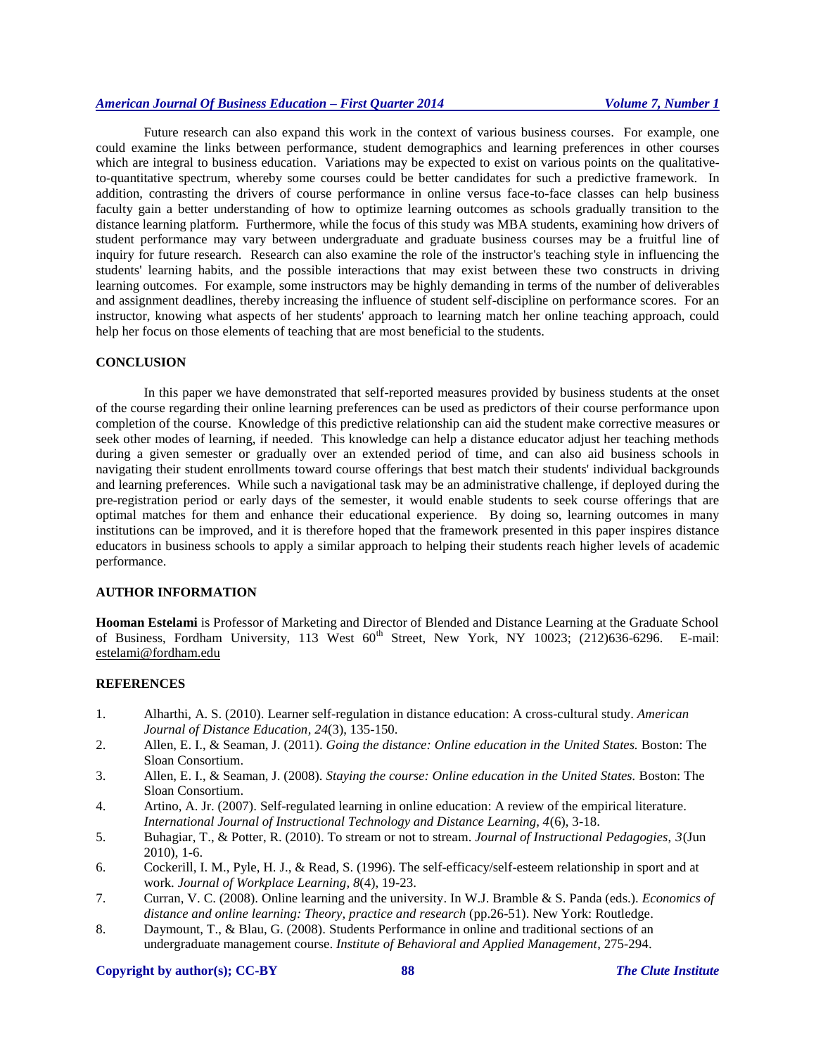Future research can also expand this work in the context of various business courses. For example, one could examine the links between performance, student demographics and learning preferences in other courses which are integral to business education. Variations may be expected to exist on various points on the qualitative-to-quantitative spectrum, whereby some courses could be better candidates for such a predictive framework. In addition, contrasting the drivers of course performance in online versus face-to-face classes can help business faculty gain a better understanding of how to optimize learning outcomes as schools gradually transition to the distance learning platform. Furthermore, while the focus of this study was MBA students, examining how drivers of student performance may vary between undergraduate and graduate business courses may be a fruitful line of inquiry for future research. Research can also examine the role of the instructor's teaching style in influencing the students' learning habits, and the possible interactions that may exist between these two constructs in driving learning outcomes. For example, some instructors may be highly demanding in terms of the number of deliverables and assignment deadlines, thereby increasing the influence of student self-discipline on performance scores. For an instructor, knowing what aspects of her students' approach to learning match her online teaching approach, could help her focus on those elements of teaching that are most beneficial to the students.

## CONCLUSION

In this paper we have demonstrated that self-reported measures provided by business students at the onset of the course regarding their online learning preferences can be used as predictors of their course performance upon completion of the course. Knowledge of this predictive relationship can aid the student make corrective measures or seek other modes of learning, if needed. This knowledge can help a distance educator adjust her teaching methods during a given semester or gradually over an extended period of time, and can also aid business schools in navigating their student enrollments toward course offerings that best match their students' individual backgrounds and learning preferences. While such a navigational task may be an administrative challenge, if deployed during the pre-registration period or early days of the semester, it would enable students to seek course offerings that are optimal matches for them and enhance their educational experience. By doing so, learning outcomes in many institutions can be improved, and it is therefore hoped that the framework presented in this paper inspires distance educators in business schools to apply a similar approach to helping their students reach higher levels of academic performance.

## AUTHOR INFORMATION

**Hooman Estelami** is Professor of Marketing and Director of Blended and Distance Learning at the Graduate School of Business, Fordham University, 113 West 60th Street, New York, NY 10023; (212)636-6296. E-mail: estelami@fordham.edu

## REFERENCES

1. Alharthi, A. S. (2010). Learner self-regulation in distance education: A cross-cultural study. *American Journal of Distance Education*, *24*(3), 135-150.
2. Allen, E. I., & Seaman, J. (2011). *Going the distance: Online education in the United States.* Boston: The Sloan Consortium.
3. Allen, E. I., & Seaman, J. (2008). *Staying the course: Online education in the United States.* Boston: The Sloan Consortium.
4. Artino, A. Jr. (2007). Self-regulated learning in online education: A review of the empirical literature. *International Journal of Instructional Technology and Distance Learning, 4*(6), 3-18.
5. Buhagiar, T., & Potter, R. (2010). To stream or not to stream. *Journal of Instructional Pedagogies, 3*(Jun 2010), 1-6.
6. Cockerill, I. M., Pyle, H. J., & Read, S. (1996). The self-efficacy/self-esteem relationship in sport and at work. *Journal of Workplace Learning, 8*(4), 19-23.
7. Curran, V. C. (2008). Online learning and the university. In W.J. Bramble & S. Panda (eds.). *Economics of distance and online learning: Theory, practice and research* (pp.26-51). New York: Routledge.
8. Daymount, T., & Blau, G. (2008). Students Performance in online and traditional sections of an undergraduate management course. *Institute of Behavioral and Applied Management*, 275-294.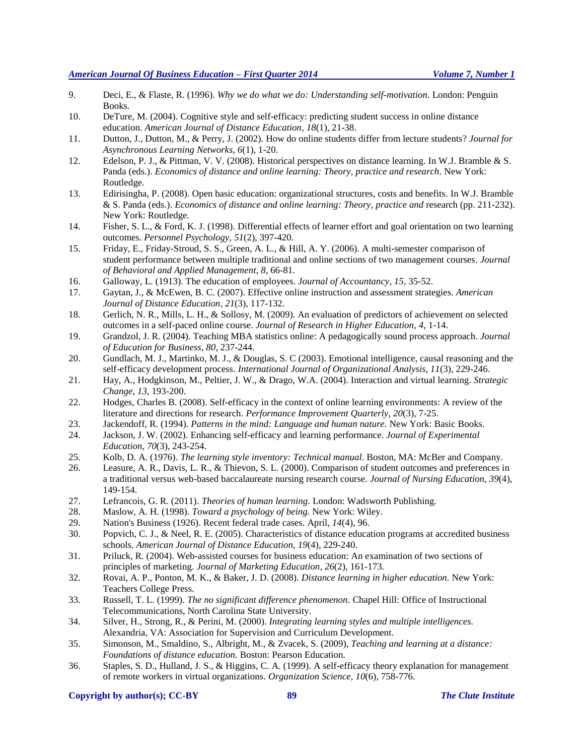9. Deci, E., & Flaste, R. (1996). *Why we do what we do: Understanding self-motivation.* London: Penguin Books.
10. DeTure, M. (2004). Cognitive style and self-efficacy: predicting student success in online distance education. *American Journal of Distance Education, 18*(1), 21-38.
11. Dutton, J., Dutton, M., & Perry, J. (2002). How do online students differ from lecture students? *Journal for Asynchronous Learning Networks, 6*(1), 1-20.
12. Edelson, P. J., & Pittman, V. V. (2008). Historical perspectives on distance learning. In W.J. Bramble & S. Panda (eds.). *Economics of distance and online learning: Theory, practice and research*. New York: Routledge.
13. Edirisingha, P. (2008). Open basic education: organizational structures, costs and benefits. In W.J. Bramble & S. Panda (eds.). *Economics of distance and online learning: Theory, practice and* research (pp. 211-232). New York: Routledge.
14. Fisher, S. L., & Ford, K. J. (1998). Differential effects of learner effort and goal orientation on two learning outcomes. *Personnel Psychology, 51*(2), 397-420.
15. Friday, E., Friday-Stroud, S. S., Green, A. L., & Hill, A. Y. (2006). A multi-semester comparison of student performance between multiple traditional and online sections of two management courses. *Journal of Behavioral and Applied Management, 8*, 66-81.
16. Galloway, L. (1913). The education of employees. *Journal of Accountancy, 15*, 35-52.
17. Gaytan, J., & McEwen, B. C. (2007). Effective online instruction and assessment strategies. *American Journal of Distance Education, 21*(3), 117-132.
18. Gerlich, N. R., Mills, L. H., & Sollosy, M. (2009). An evaluation of predictors of achievement on selected outcomes in a self-paced online course. *Journal of Research in Higher Education, 4*, 1-14.
19. Grandzol, J. R. (2004). Teaching MBA statistics online: A pedagogically sound process approach. *Journal of Education for Business, 80*, 237-244.
20. Gundlach, M. J., Martinko, M. J., & Douglas, S. C (2003). Emotional intelligence, causal reasoning and the self-efficacy development process. *International Journal of Organizational Analysis, 11*(3), 229-246.
21. Hay, A., Hodgkinson, M., Peltier, J. W., & Drago, W.A. (2004). Interaction and virtual learning. *Strategic Change, 13*, 193-200.
22. Hodges, Charles B. (2008). Self-efficacy in the context of online learning environments: A review of the literature and directions for research. *Performance Improvement Quarterly, 20*(3), 7-25.
23. Jackendoff, R. (1994). *Patterns in the mind: Language and human nature.* New York: Basic Books.
24. Jackson, J. W. (2002). Enhancing self-efficacy and learning performance. *Journal of Experimental Education, 70*(3), 243-254.
25. Kolb, D. A. (1976). *The learning style inventory: Technical manual*. Boston, MA: McBer and Company.
26. Leasure, A. R., Davis, L. R., & Thievon, S. L. (2000). Comparison of student outcomes and preferences in a traditional versus web-based baccalaureate nursing research course. *Journal of Nursing Education, 39*(4), 149-154.
27. Lefrancois, G. R. (2011). *Theories of human learning*. London: Wadsworth Publishing.
28. Maslow, A. H. (1998). *Toward a psychology of being.* New York: Wiley.
29. Nation's Business (1926). Recent federal trade cases. April, *14*(4), 96.
30. Popvich, C. J., & Neel, R. E. (2005). Characteristics of distance education programs at accredited business schools. *American Journal of Distance Education, 19*(4), 229-240.
31. Priluck, R. (2004). Web-assisted courses for business education: An examination of two sections of principles of marketing. *Journal of Marketing Education, 26*(2), 161-173.
32. Rovai, A. P., Ponton, M. K., & Baker, J. D. (2008). *Distance learning in higher education.* New York: Teachers College Press.
33. Russell, T. L. (1999). *The no significant difference phenomenon*. Chapel Hill: Office of Instructional Telecommunications, North Carolina State University.
34. Silver, H., Strong, R., & Perini, M. (2000). *Integrating learning styles and multiple intelligences.* Alexandria, VA: Association for Supervision and Curriculum Development.
35. Simonson, M., Smaldino, S., Albright, M., & Zvacek, S. (2009), *Teaching and learning at a distance: Foundations of distance education.* Boston: Pearson Education.
36. Staples, S. D., Hulland, J. S., & Higgins, C. A. (1999). A self-efficacy theory explanation for management of remote workers in virtual organizations. *Organization Science, 10*(6), 758-776.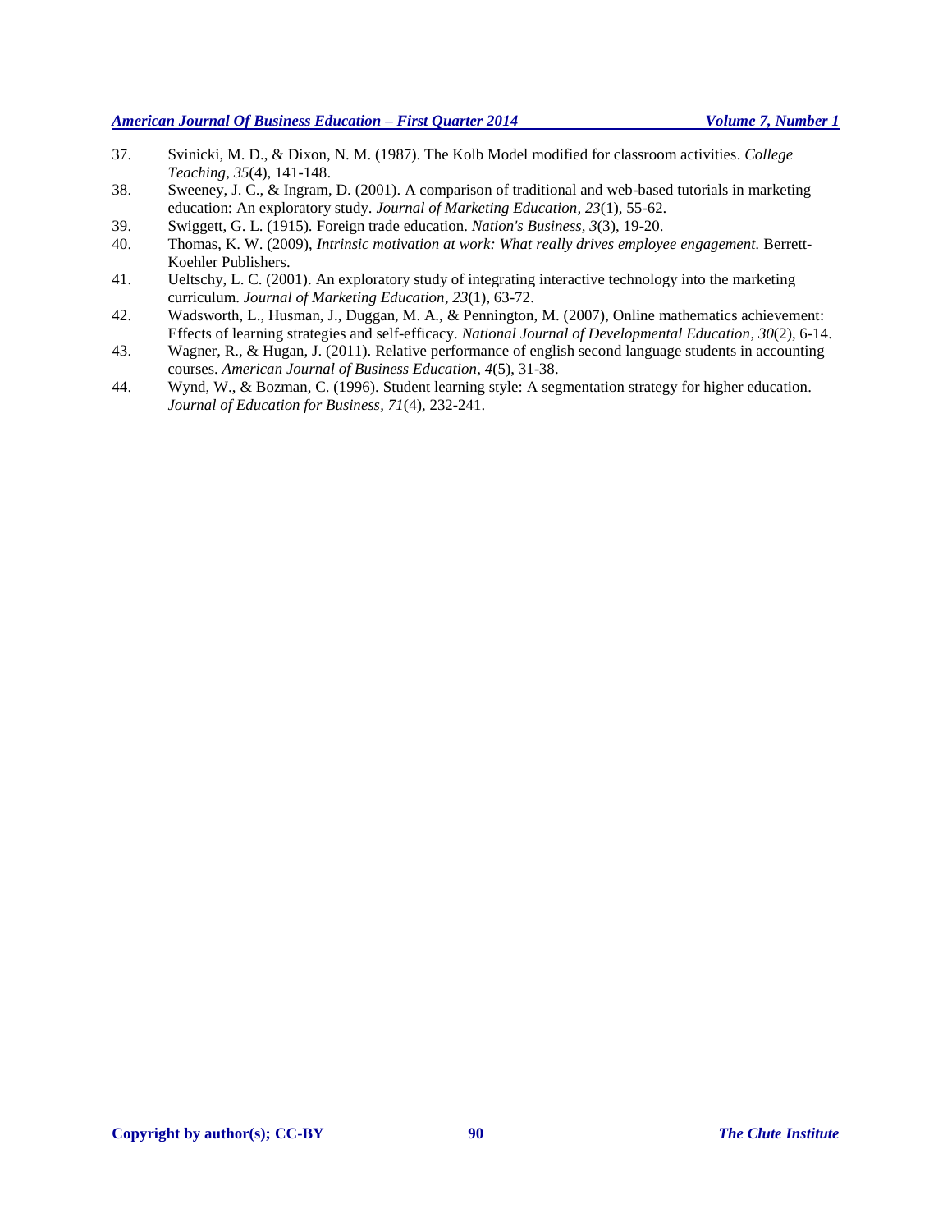37. Svinicki, M. D., & Dixon, N. M. (1987). The Kolb Model modified for classroom activities. *College Teaching, 35*(4), 141-148.
38. Sweeney, J. C., & Ingram, D. (2001). A comparison of traditional and web-based tutorials in marketing education: An exploratory study. *Journal of Marketing Education, 23*(1), 55-62.
39. Swiggett, G. L. (1915). Foreign trade education. *Nation's Business, 3*(3), 19-20.
40. Thomas, K. W. (2009), *Intrinsic motivation at work: What really drives employee engagement.* Berrett-Koehler Publishers.
41. Ueltschy, L. C. (2001). An exploratory study of integrating interactive technology into the marketing curriculum. *Journal of Marketing Education, 23*(1), 63-72.
42. Wadsworth, L., Husman, J., Duggan, M. A., & Pennington, M. (2007), Online mathematics achievement: Effects of learning strategies and self-efficacy. *National Journal of Developmental Education, 30*(2), 6-14.
43. Wagner, R., & Hugan, J. (2011). Relative performance of english second language students in accounting courses. *American Journal of Business Education, 4*(5), 31-38.
44. Wynd, W., & Bozman, C. (1996). Student learning style: A segmentation strategy for higher education. *Journal of Education for Business, 71*(4), 232-241.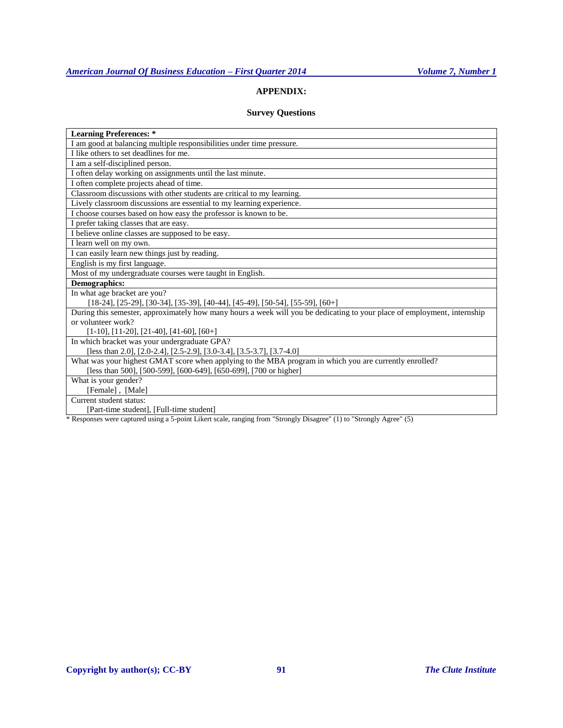## APPENDIX:

### Survey Questions

| **Learning Preferences: *** |
|---|
| I am good at balancing multiple responsibilities under time pressure. |
| I like others to set deadlines for me. |
| I am a self-disciplined person. |
| I often delay working on assignments until the last minute. |
| I often complete projects ahead of time. |
| Classroom discussions with other students are critical to my learning. |
| Lively classroom discussions are essential to my learning experience. |
| I choose courses based on how easy the professor is known to be. |
| I prefer taking classes that are easy. |
| I believe online classes are supposed to be easy. |
| I learn well on my own. |
| I can easily learn new things just by reading. |
| English is my first language. |
| Most of my undergraduate courses were taught in English. |
| **Demographics:** |
| In what age bracket are you?<br>[18-24], [25-29], [30-34], [35-39], [40-44], [45-49], [50-54], [55-59], [60+] |
| During this semester, approximately how many hours a week will you be dedicating to your place of employment, internship or volunteer work?<br>[1-10], [11-20], [21-40], [41-60], [60+] |
| In which bracket was your undergraduate GPA?<br>[less than 2.0], [2.0-2.4], [2.5-2.9], [3.0-3.4], [3.5-3.7], [3.7-4.0] |
| What was your highest GMAT score when applying to the MBA program in which you are currently enrolled?<br>[less than 500], [500-599], [600-649], [650-699], [700 or higher] |
| What is your gender?<br>[Female] , [Male] |
| Current student status:<br>[Part-time student], [Full-time student] |

* Responses were captured using a 5-point Likert scale, ranging from "Strongly Disagree" (1) to "Strongly Agree" (5)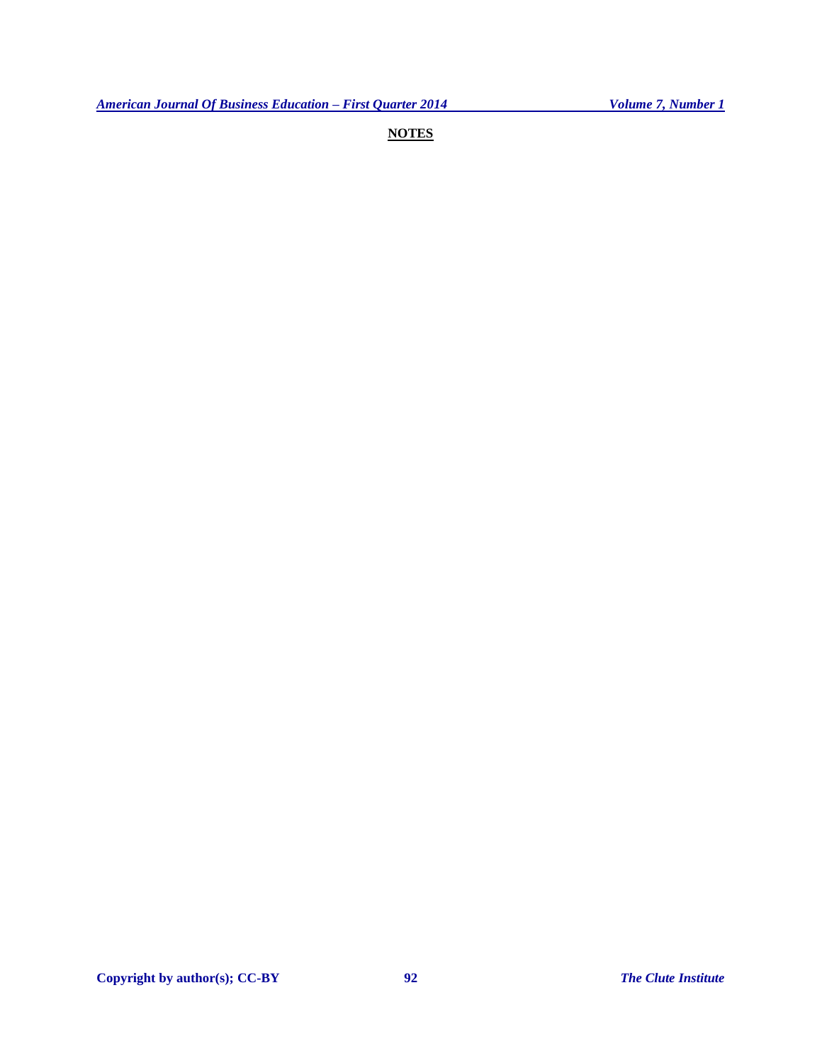## NOTES